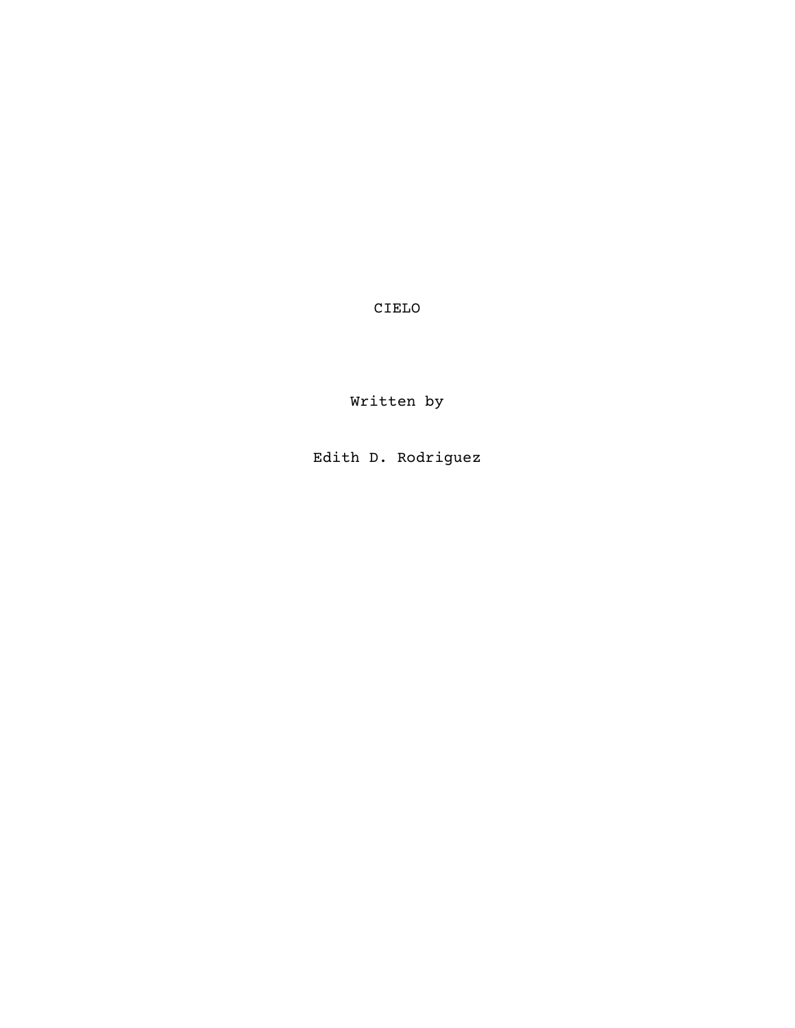# CIELO

Written by

Edith D. Rodriguez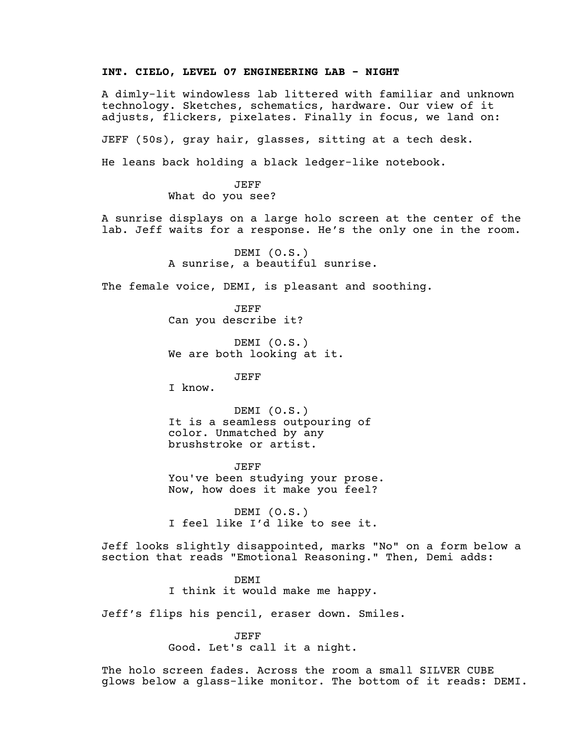**INT. CIELO, LEVEL 07 ENGINEERING LAB - NIGHT**

A dimly-lit windowless lab littered with familiar and unknown technology. Sketches, schematics, hardware. Our view of it adjusts, flickers, pixelates. Finally in focus, we land on:

JEFF (50s), gray hair, glasses, sitting at a tech desk.

He leans back holding a black ledger-like notebook.

JEFF
What do you see?

A sunrise displays on a large holo screen at the center of the lab. Jeff waits for a response. He's the only one in the room.

DEMI (O.S.)
A sunrise, a beautiful sunrise.

The female voice, DEMI, is pleasant and soothing.

JEFF
Can you describe it?

DEMI (O.S.)
We are both looking at it.

JEFF
I know.

DEMI (O.S.)
It is a seamless outpouring of color. Unmatched by any brushstroke or artist.

JEFF
You've been studying your prose. Now, how does it make you feel?

DEMI (O.S.)
I feel like I'd like to see it.

Jeff looks slightly disappointed, marks "No" on a form below a section that reads "Emotional Reasoning." Then, Demi adds:

DEMI
I think it would make me happy.

Jeff's flips his pencil, eraser down. Smiles.

JEFF
Good. Let's call it a night.

The holo screen fades. Across the room a small SILVER CUBE glows below a glass-like monitor. The bottom of it reads: DEMI.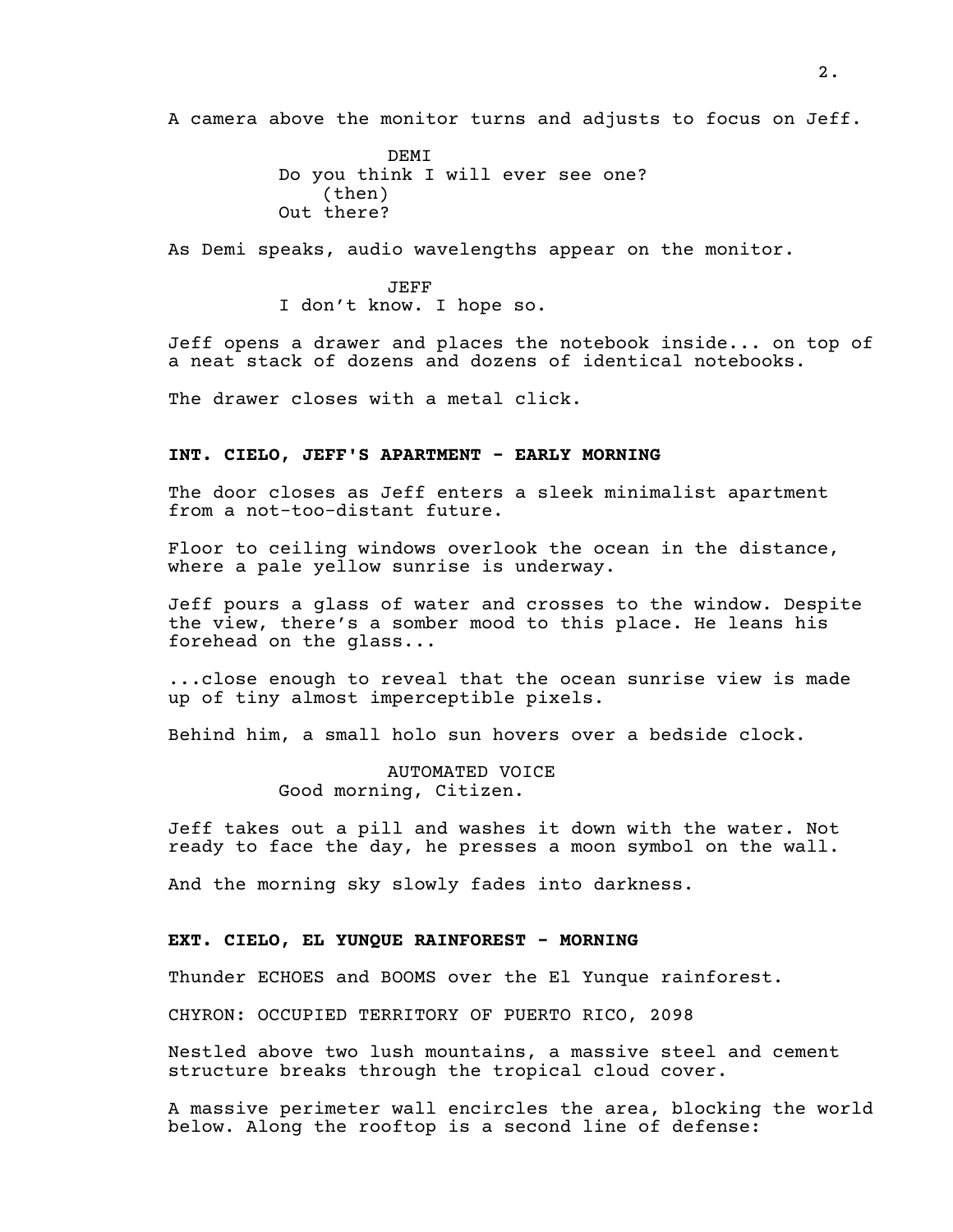A camera above the monitor turns and adjusts to focus on Jeff.

DEMI
Do you think I will ever see one?
(then)
Out there?

As Demi speaks, audio wavelengths appear on the monitor.

JEFF
I don't know. I hope so.

Jeff opens a drawer and places the notebook inside... on top of a neat stack of dozens and dozens of identical notebooks.

The drawer closes with a metal click.

**INT. CIELO, JEFF'S APARTMENT - EARLY MORNING**

The door closes as Jeff enters a sleek minimalist apartment from a not-too-distant future.

Floor to ceiling windows overlook the ocean in the distance, where a pale yellow sunrise is underway.

Jeff pours a glass of water and crosses to the window. Despite the view, there's a somber mood to this place. He leans his forehead on the glass...

...close enough to reveal that the ocean sunrise view is made up of tiny almost imperceptible pixels.

Behind him, a small holo sun hovers over a bedside clock.

AUTOMATED VOICE
Good morning, Citizen.

Jeff takes out a pill and washes it down with the water. Not ready to face the day, he presses a moon symbol on the wall.

And the morning sky slowly fades into darkness.

**EXT. CIELO, EL YUNQUE RAINFOREST - MORNING**

Thunder ECHOES and BOOMS over the El Yunque rainforest.

CHYRON: OCCUPIED TERRITORY OF PUERTO RICO, 2098

Nestled above two lush mountains, a massive steel and cement structure breaks through the tropical cloud cover.

A massive perimeter wall encircles the area, blocking the world below. Along the rooftop is a second line of defense: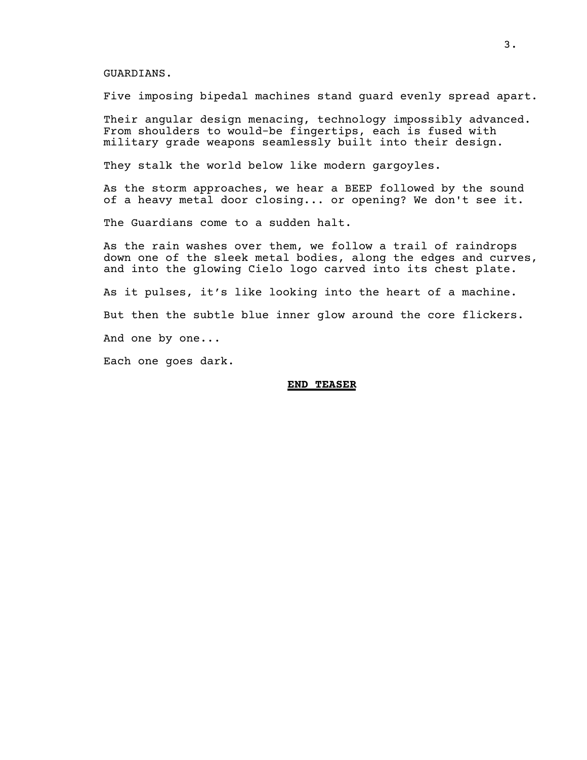GUARDIANS.

Five imposing bipedal machines stand guard evenly spread apart.

Their angular design menacing, technology impossibly advanced. From shoulders to would-be fingertips, each is fused with military grade weapons seamlessly built into their design.

They stalk the world below like modern gargoyles.

As the storm approaches, we hear a BEEP followed by the sound of a heavy metal door closing... or opening? We don't see it.

The Guardians come to a sudden halt.

As the rain washes over them, we follow a trail of raindrops down one of the sleek metal bodies, along the edges and curves, and into the glowing Cielo logo carved into its chest plate.

As it pulses, it's like looking into the heart of a machine.

But then the subtle blue inner glow around the core flickers.

And one by one...

Each one goes dark.

**END TEASER**